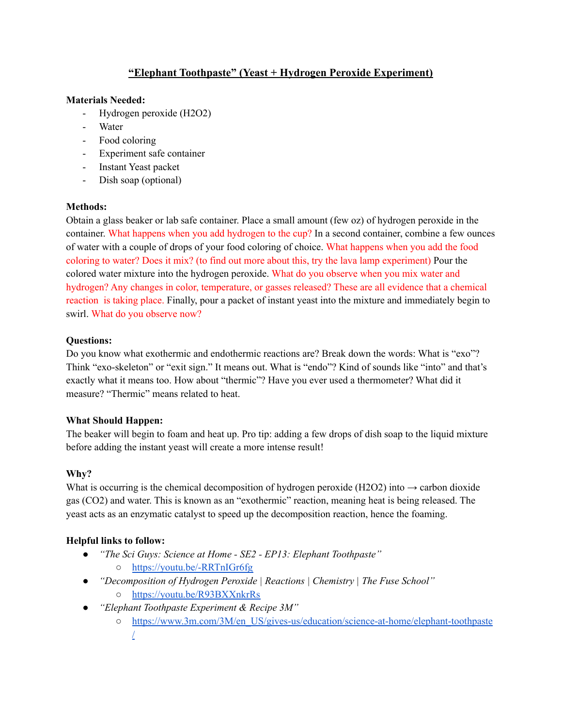# "Elephant Toothpaste" (Yeast + Hydrogen Peroxide Experiment)

**Materials Needed:**

- Hydrogen peroxide ($H_2O_2$)
- Water
- Food coloring
- Experiment safe container
- Instant Yeast packet
- Dish soap (optional)

**Methods:**

Obtain a glass beaker or lab safe container. Place a small amount (few oz) of hydrogen peroxide in the container. What happens when you add hydrogen to the cup? In a second container, combine a few ounces of water with a couple of drops of your food coloring of choice. What happens when you add the food coloring to water? Does it mix? (to find out more about this, try the lava lamp experiment) Pour the colored water mixture into the hydrogen peroxide. What do you observe when you mix water and hydrogen? Any changes in color, temperature, or gasses released? These are all evidence that a chemical reaction is taking place. Finally, pour a packet of instant yeast into the mixture and immediately begin to swirl. What do you observe now?

**Questions:**

Do you know what exothermic and endothermic reactions are? Break down the words: What is "exo"? Think "exo-skeleton" or "exit sign." It means out. What is "endo"? Kind of sounds like "into" and that's exactly what it means too. How about "thermic"? Have you ever used a thermometer? What did it measure? "Thermic" means related to heat.

**What Should Happen:**

The beaker will begin to foam and heat up. Pro tip: adding a few drops of dish soap to the liquid mixture before adding the instant yeast will create a more intense result!

**Why?**

What is occurring is the chemical decomposition of hydrogen peroxide ($H_2O_2$) into → carbon dioxide gas ($CO_2$) and water. This is known as an "exothermic" reaction, meaning heat is being released. The yeast acts as an enzymatic catalyst to speed up the decomposition reaction, hence the foaming.

**Helpful links to follow:**

- *"The Sci Guys: Science at Home - SE2 - EP13: Elephant Toothpaste"*
  - https://youtu.be/-RRTnIGr6fg
- *"Decomposition of Hydrogen Peroxide | Reactions | Chemistry | The Fuse School"*
  - https://youtu.be/R93BXXnkrRs
- *"Elephant Toothpaste Experiment & Recipe 3M"*
  - https://www.3m.com/3M/en_US/gives-us/education/science-at-home/elephant-toothpaste/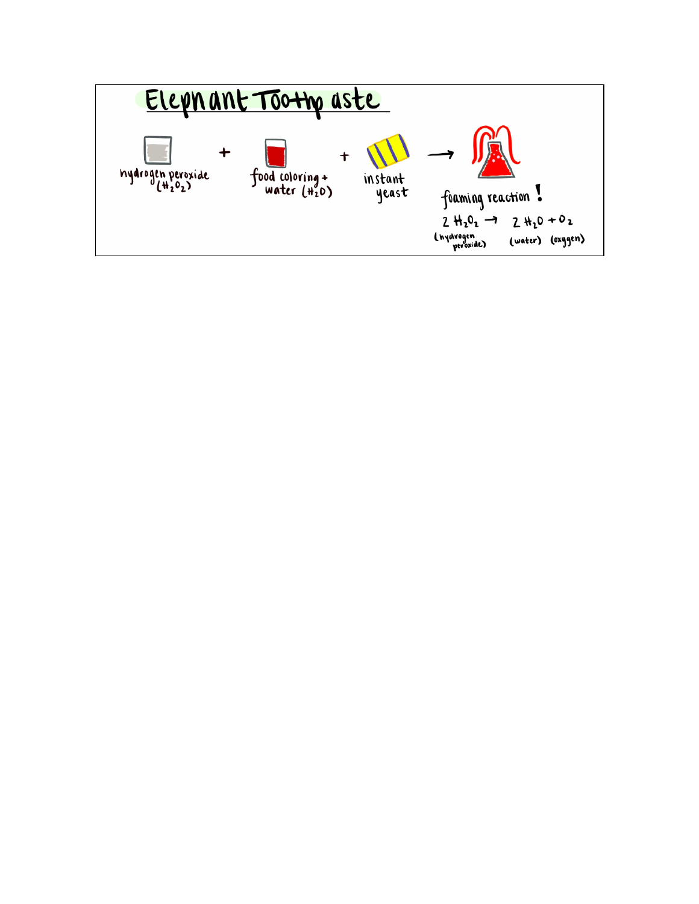# Elephant Toothpaste

hydrogen peroxide ($H_2O_2$) + food coloring + water ($H_2O$) + instant yeast → foaming reaction!

$$2\,H_2O_2 \rightarrow 2\,H_2O + O_2$$

(hydrogen peroxide) → (water) (oxygen)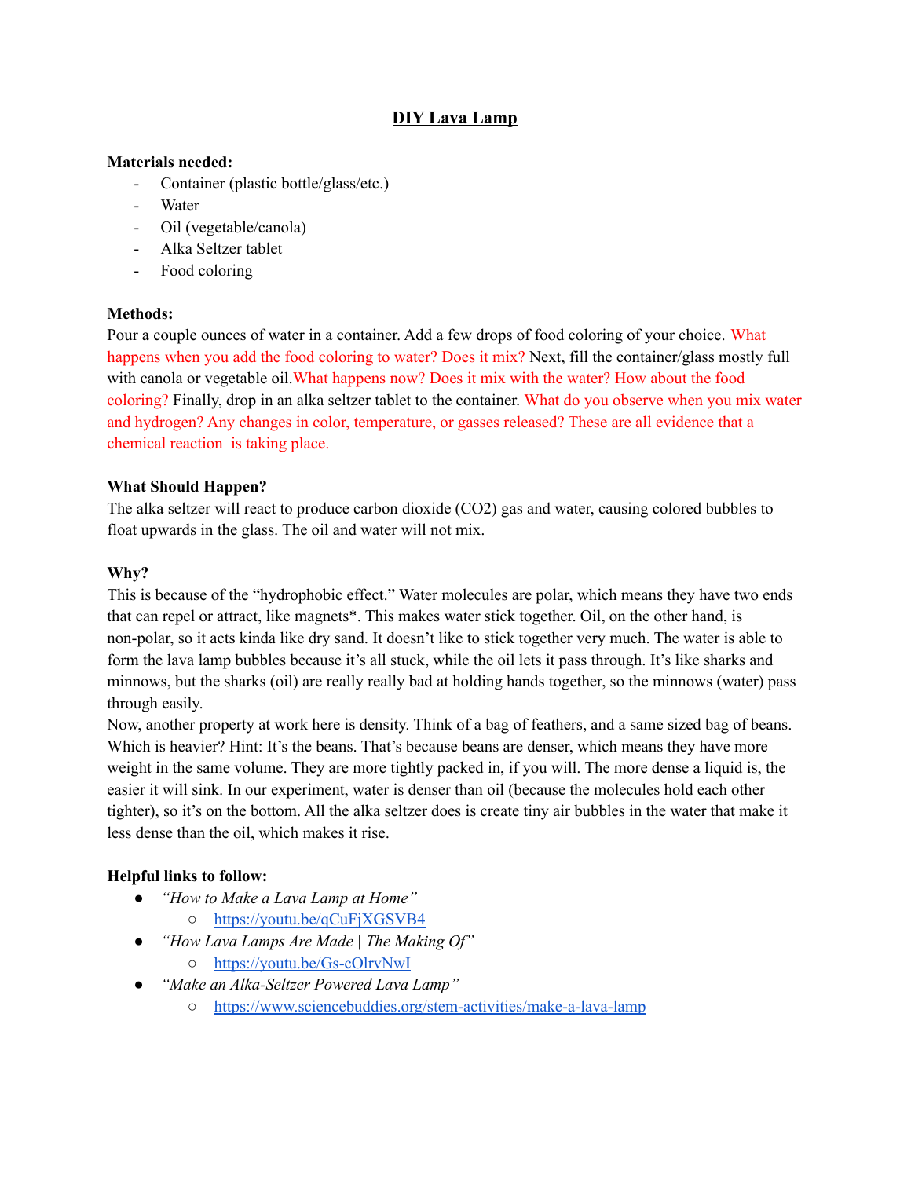# DIY Lava Lamp

**Materials needed:**

- Container (plastic bottle/glass/etc.)
- Water
- Oil (vegetable/canola)
- Alka Seltzer tablet
- Food coloring

**Methods:**

Pour a couple ounces of water in a container. Add a few drops of food coloring of your choice. What happens when you add the food coloring to water? Does it mix? Next, fill the container/glass mostly full with canola or vegetable oil.What happens now? Does it mix with the water? How about the food coloring? Finally, drop in an alka seltzer tablet to the container. What do you observe when you mix water and hydrogen? Any changes in color, temperature, or gasses released? These are all evidence that a chemical reaction is taking place.

**What Should Happen?**

The alka seltzer will react to produce carbon dioxide ($CO_2$) gas and water, causing colored bubbles to float upwards in the glass. The oil and water will not mix.

**Why?**

This is because of the "hydrophobic effect." Water molecules are polar, which means they have two ends that can repel or attract, like magnets*. This makes water stick together. Oil, on the other hand, is non-polar, so it acts kinda like dry sand. It doesn't like to stick together very much. The water is able to form the lava lamp bubbles because it's all stuck, while the oil lets it pass through. It's like sharks and minnows, but the sharks (oil) are really really bad at holding hands together, so the minnows (water) pass through easily.

Now, another property at work here is density. Think of a bag of feathers, and a same sized bag of beans. Which is heavier? Hint: It's the beans. That's because beans are denser, which means they have more weight in the same volume. They are more tightly packed in, if you will. The more dense a liquid is, the easier it will sink. In our experiment, water is denser than oil (because the molecules hold each other tighter), so it's on the bottom. All the alka seltzer does is create tiny air bubbles in the water that make it less dense than the oil, which makes it rise.

**Helpful links to follow:**

- *"How to Make a Lava Lamp at Home"*
    - https://youtu.be/qCuFjXGSVB4
- *"How Lava Lamps Are Made | The Making Of"*
    - https://youtu.be/Gs-cOlrvNwI
- *"Make an Alka-Seltzer Powered Lava Lamp"*
    - https://www.sciencebuddies.org/stem-activities/make-a-lava-lamp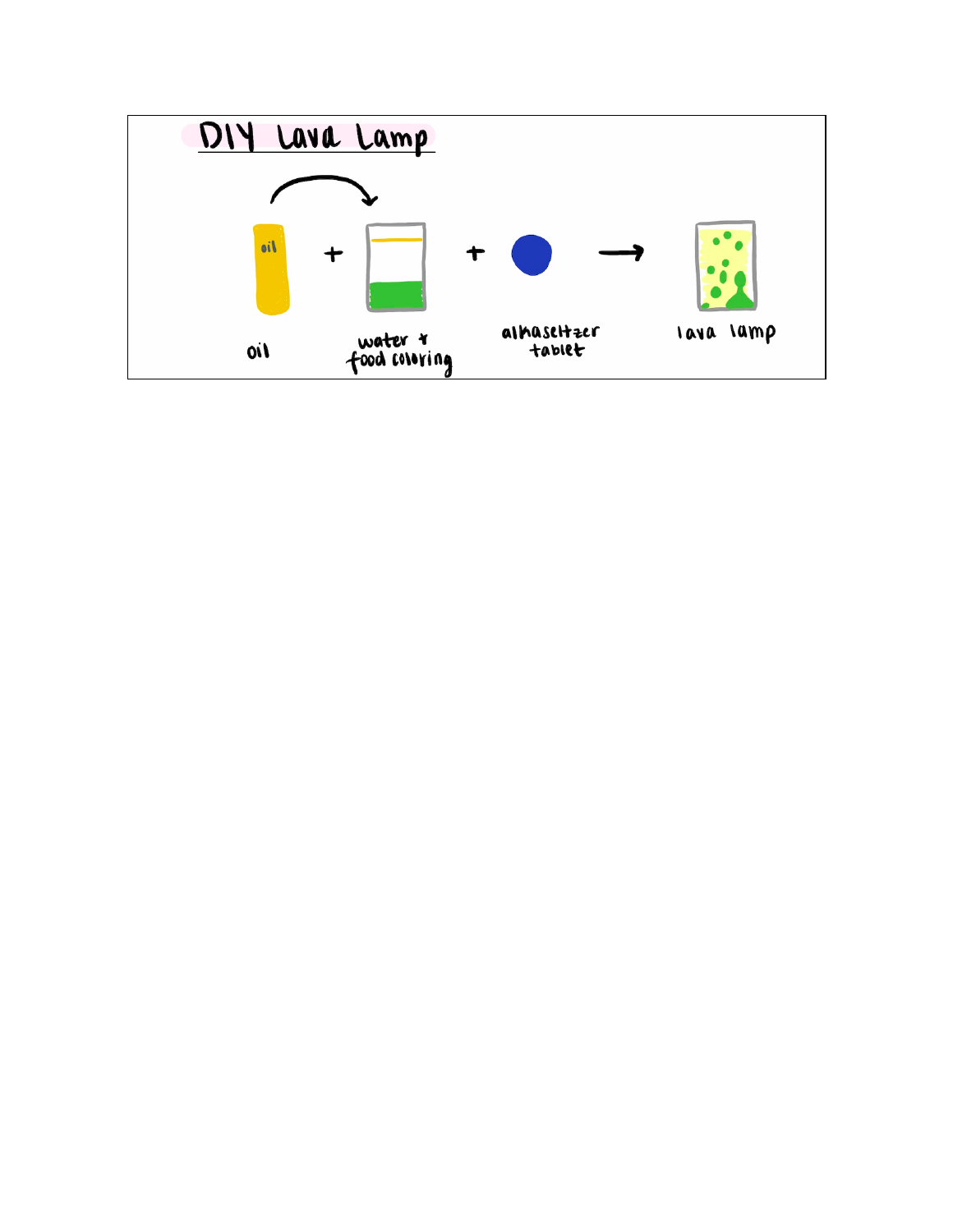DIY Lava Lamp

oil

oil

water + food coloring

alkaseltzer tablet

lava lamp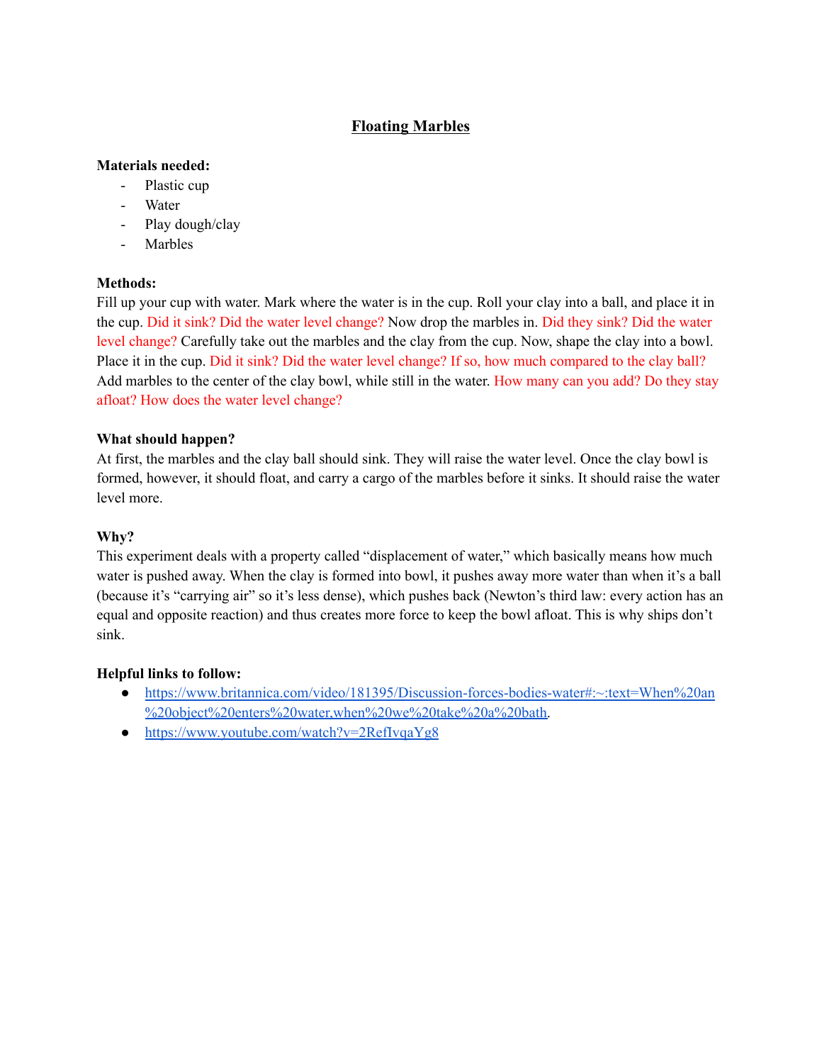# Floating Marbles

**Materials needed:**

- Plastic cup
- Water
- Play dough/clay
- Marbles

**Methods:**

Fill up your cup with water. Mark where the water is in the cup. Roll your clay into a ball, and place it in the cup. Did it sink? Did the water level change? Now drop the marbles in. Did they sink? Did the water level change? Carefully take out the marbles and the clay from the cup. Now, shape the clay into a bowl. Place it in the cup. Did it sink? Did the water level change? If so, how much compared to the clay ball? Add marbles to the center of the clay bowl, while still in the water. How many can you add? Do they stay afloat? How does the water level change?

**What should happen?**

At first, the marbles and the clay ball should sink. They will raise the water level. Once the clay bowl is formed, however, it should float, and carry a cargo of the marbles before it sinks. It should raise the water level more.

**Why?**

This experiment deals with a property called "displacement of water," which basically means how much water is pushed away. When the clay is formed into bowl, it pushes away more water than when it's a ball (because it's "carrying air" so it's less dense), which pushes back (Newton's third law: every action has an equal and opposite reaction) and thus creates more force to keep the bowl afloat. This is why ships don't sink.

**Helpful links to follow:**

- https://www.britannica.com/video/181395/Discussion-forces-bodies-water#:~:text=When%20an%20object%20enters%20water,when%20we%20take%20a%20bath.
- https://www.youtube.com/watch?v=2RefIvqaYg8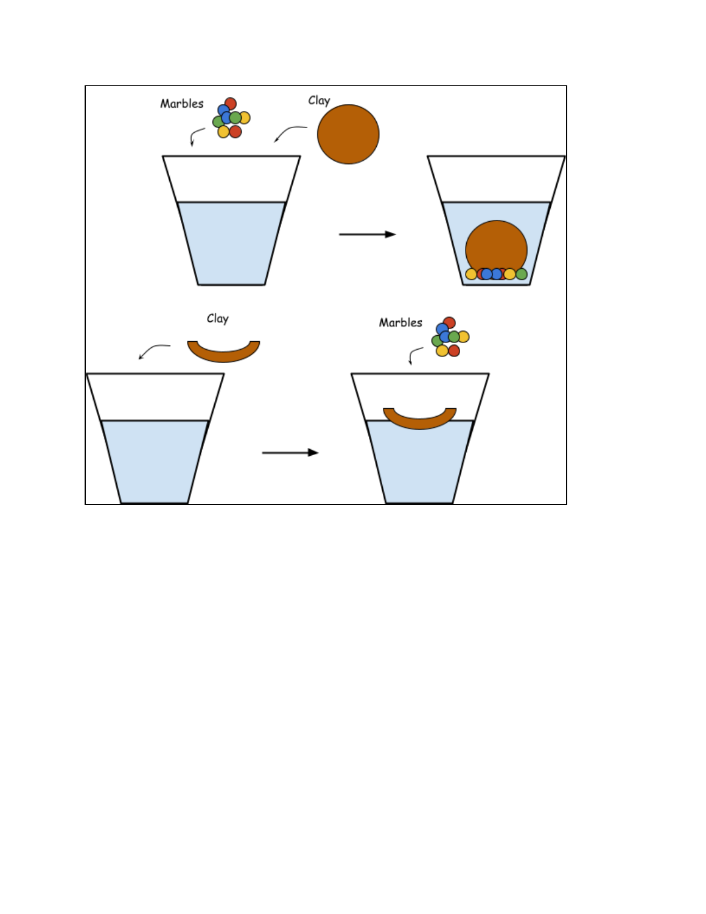Marbles

Clay

Clay

Marbles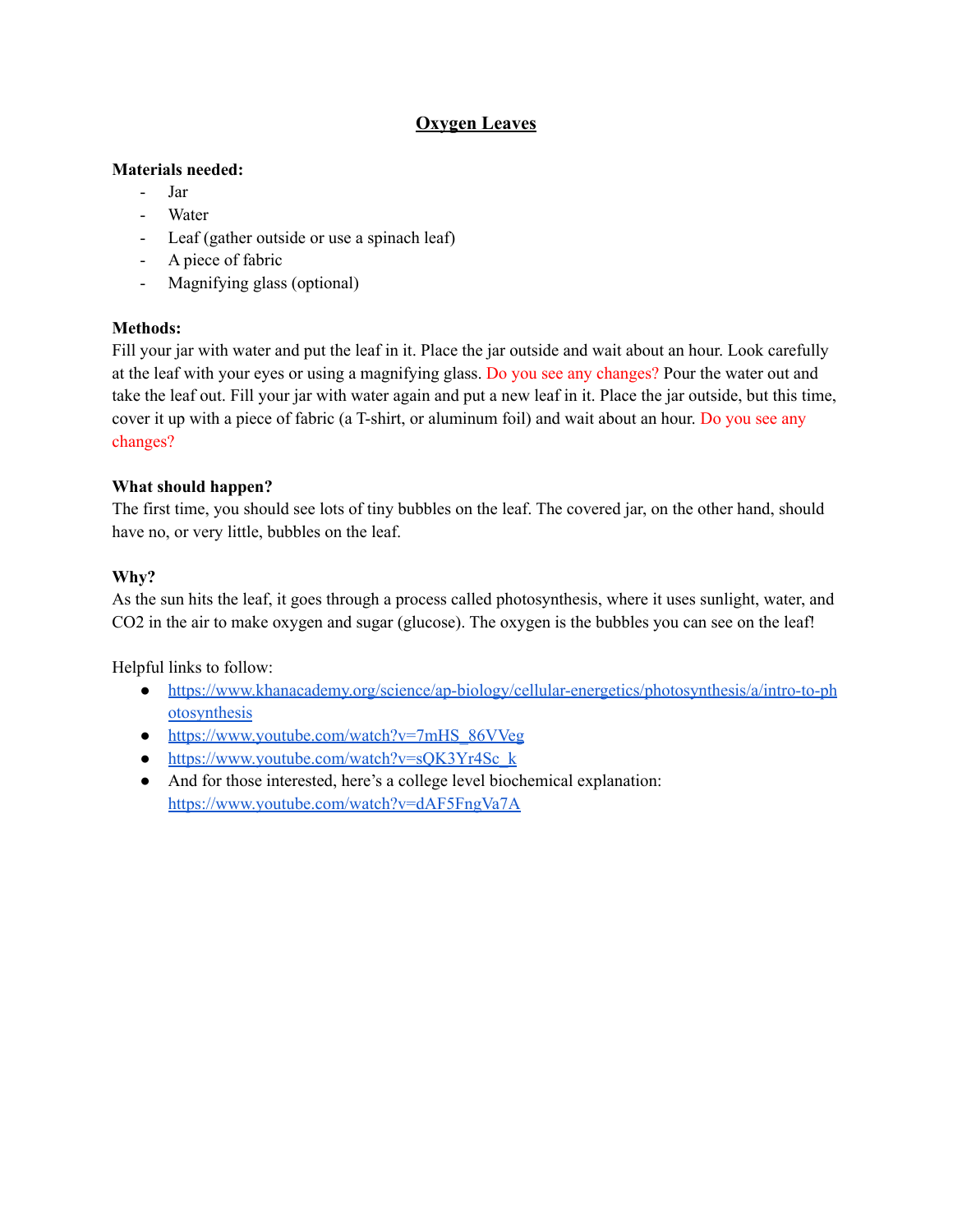# **Oxygen Leaves**

**Materials needed:**

- Jar
- Water
- Leaf (gather outside or use a spinach leaf)
- A piece of fabric
- Magnifying glass (optional)

**Methods:**

Fill your jar with water and put the leaf in it. Place the jar outside and wait about an hour. Look carefully at the leaf with your eyes or using a magnifying glass. Do you see any changes? Pour the water out and take the leaf out. Fill your jar with water again and put a new leaf in it. Place the jar outside, but this time, cover it up with a piece of fabric (a T-shirt, or aluminum foil) and wait about an hour. Do you see any changes?

**What should happen?**

The first time, you should see lots of tiny bubbles on the leaf. The covered jar, on the other hand, should have no, or very little, bubbles on the leaf.

**Why?**

As the sun hits the leaf, it goes through a process called photosynthesis, where it uses sunlight, water, and $CO_2$ in the air to make oxygen and sugar (glucose). The oxygen is the bubbles you can see on the leaf!

Helpful links to follow:

- https://www.khanacademy.org/science/ap-biology/cellular-energetics/photosynthesis/a/intro-to-photosynthesis
- https://www.youtube.com/watch?v=7mHS_86VVeg
- https://www.youtube.com/watch?v=sQK3Yr4Sc_k
- And for those interested, here's a college level biochemical explanation: https://www.youtube.com/watch?v=dAF5FngVa7A